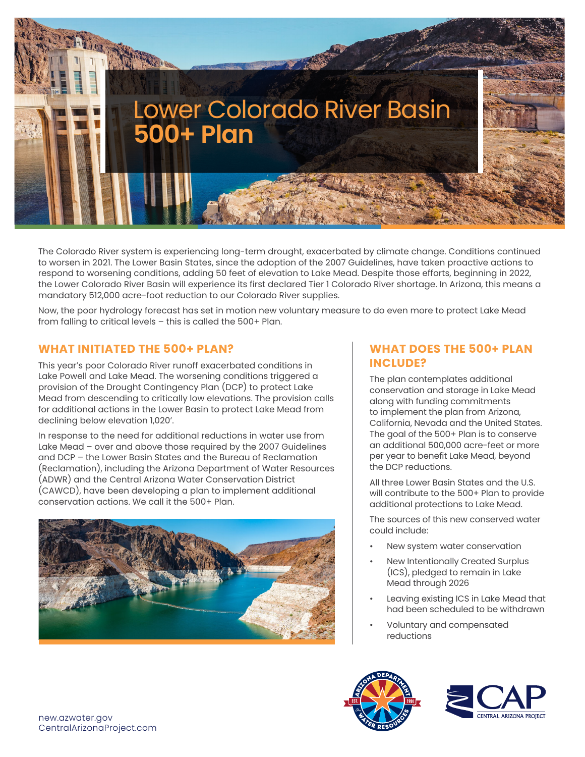# Lower Colorado River Basin
# **500+ Plan**

The Colorado River system is experiencing long-term drought, exacerbated by climate change. Conditions continued to worsen in 2021. The Lower Basin States, since the adoption of the 2007 Guidelines, have taken proactive actions to respond to worsening conditions, adding 50 feet of elevation to Lake Mead. Despite those efforts, beginning in 2022, the Lower Colorado River Basin will experience its first declared Tier 1 Colorado River shortage. In Arizona, this means a mandatory 512,000 acre-foot reduction to our Colorado River supplies.

Now, the poor hydrology forecast has set in motion new voluntary measure to do even more to protect Lake Mead from falling to critical levels – this is called the 500+ Plan.

## WHAT INITIATED THE 500+ PLAN?

This year's poor Colorado River runoff exacerbated conditions in Lake Powell and Lake Mead. The worsening conditions triggered a provision of the Drought Contingency Plan (DCP) to protect Lake Mead from descending to critically low elevations. The provision calls for additional actions in the Lower Basin to protect Lake Mead from declining below elevation 1,020'.

In response to the need for additional reductions in water use from Lake Mead – over and above those required by the 2007 Guidelines and DCP – the Lower Basin States and the Bureau of Reclamation (Reclamation), including the Arizona Department of Water Resources (ADWR) and the Central Arizona Water Conservation District (CAWCD), have been developing a plan to implement additional conservation actions. We call it the 500+ Plan.

## WHAT DOES THE 500+ PLAN INCLUDE?

The plan contemplates additional conservation and storage in Lake Mead along with funding commitments to implement the plan from Arizona, California, Nevada and the United States. The goal of the 500+ Plan is to conserve an additional 500,000 acre-feet or more per year to benefit Lake Mead, beyond the DCP reductions.

All three Lower Basin States and the U.S. will contribute to the 500+ Plan to provide additional protections to Lake Mead.

The sources of this new conserved water could include:

- New system water conservation
- New Intentionally Created Surplus (ICS), pledged to remain in Lake Mead through 2026
- Leaving existing ICS in Lake Mead that had been scheduled to be withdrawn
- Voluntary and compensated reductions

new.azwater.gov
CentralArizonaProject.com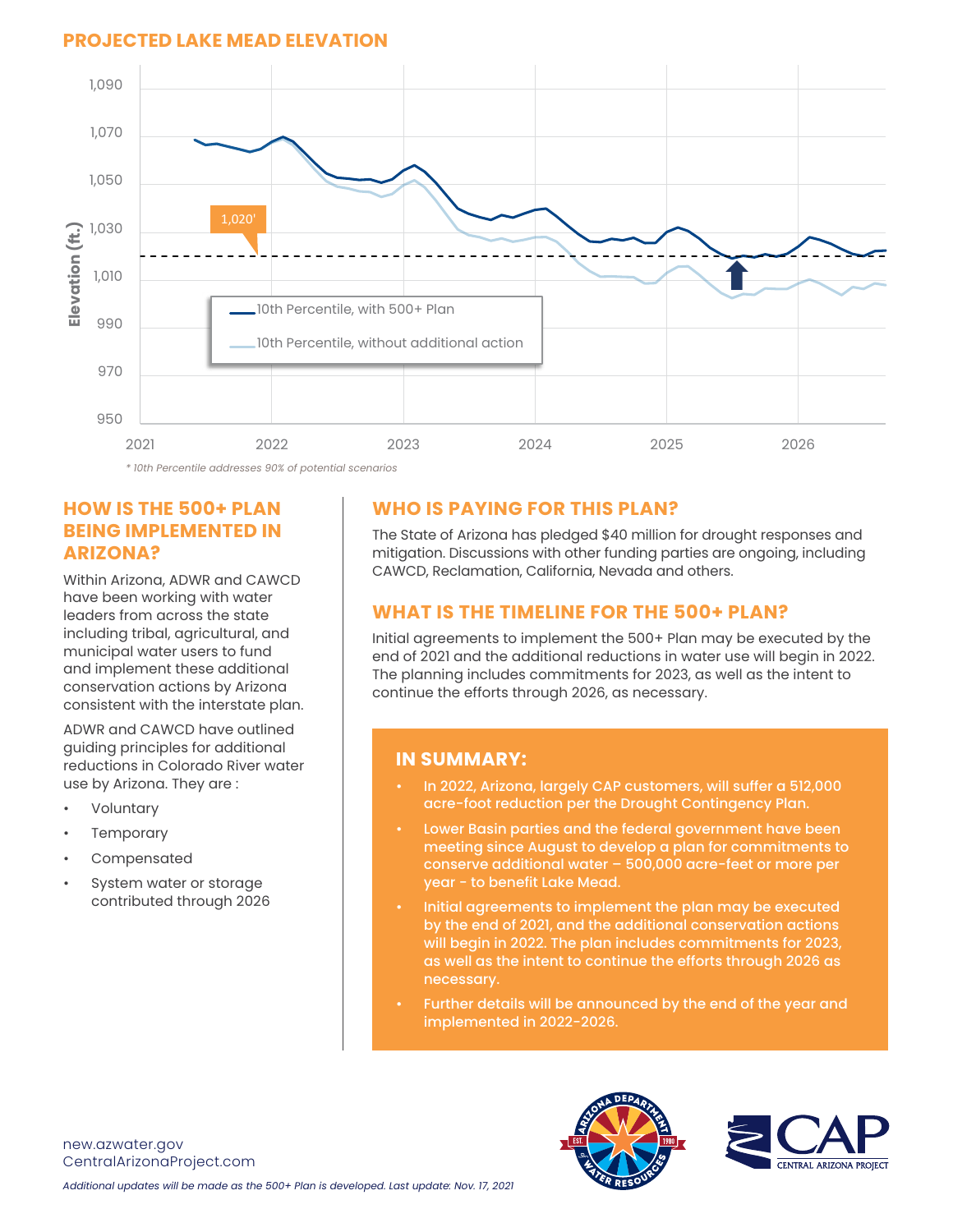## PROJECTED LAKE MEAD ELEVATION

Elevation (ft.)

1,090
1,070
1,050
1,030
1,010
990
970
950

2021
2022
2023
2024
2025
2026

1,020'

10th Percentile, with 500+ Plan

10th Percentile, without additional action

*\* 10th Percentile addresses 90% of potential scenarios*

## HOW IS THE 500+ PLAN BEING IMPLEMENTED IN ARIZONA?

Within Arizona, ADWR and CAWCD have been working with water leaders from across the state including tribal, agricultural, and municipal water users to fund and implement these additional conservation actions by Arizona consistent with the interstate plan.

ADWR and CAWCD have outlined guiding principles for additional reductions in Colorado River water use by Arizona. They are :

- Voluntary
- Temporary
- Compensated
- System water or storage contributed through 2026

## WHO IS PAYING FOR THIS PLAN?

The State of Arizona has pledged $40 million for drought responses and mitigation. Discussions with other funding parties are ongoing, including CAWCD, Reclamation, California, Nevada and others.

## WHAT IS THE TIMELINE FOR THE 500+ PLAN?

Initial agreements to implement the 500+ Plan may be executed by the end of 2021 and the additional reductions in water use will begin in 2022. The planning includes commitments for 2023, as well as the intent to continue the efforts through 2026, as necessary.

## IN SUMMARY:

- In 2022, Arizona, largely CAP customers, will suffer a 512,000 acre-foot reduction per the Drought Contingency Plan.
- Lower Basin parties and the federal government have been meeting since August to develop a plan for commitments to conserve additional water – 500,000 acre-feet or more per year - to benefit Lake Mead.
- Initial agreements to implement the plan may be executed by the end of 2021, and the additional conservation actions will begin in 2022. The plan includes commitments for 2023, as well as the intent to continue the efforts through 2026 as necessary.
- Further details will be announced by the end of the year and implemented in 2022-2026.

new.azwater.gov
CentralArizonaProject.com

*Additional updates will be made as the 500+ Plan is developed. Last update: Nov. 17, 2021*